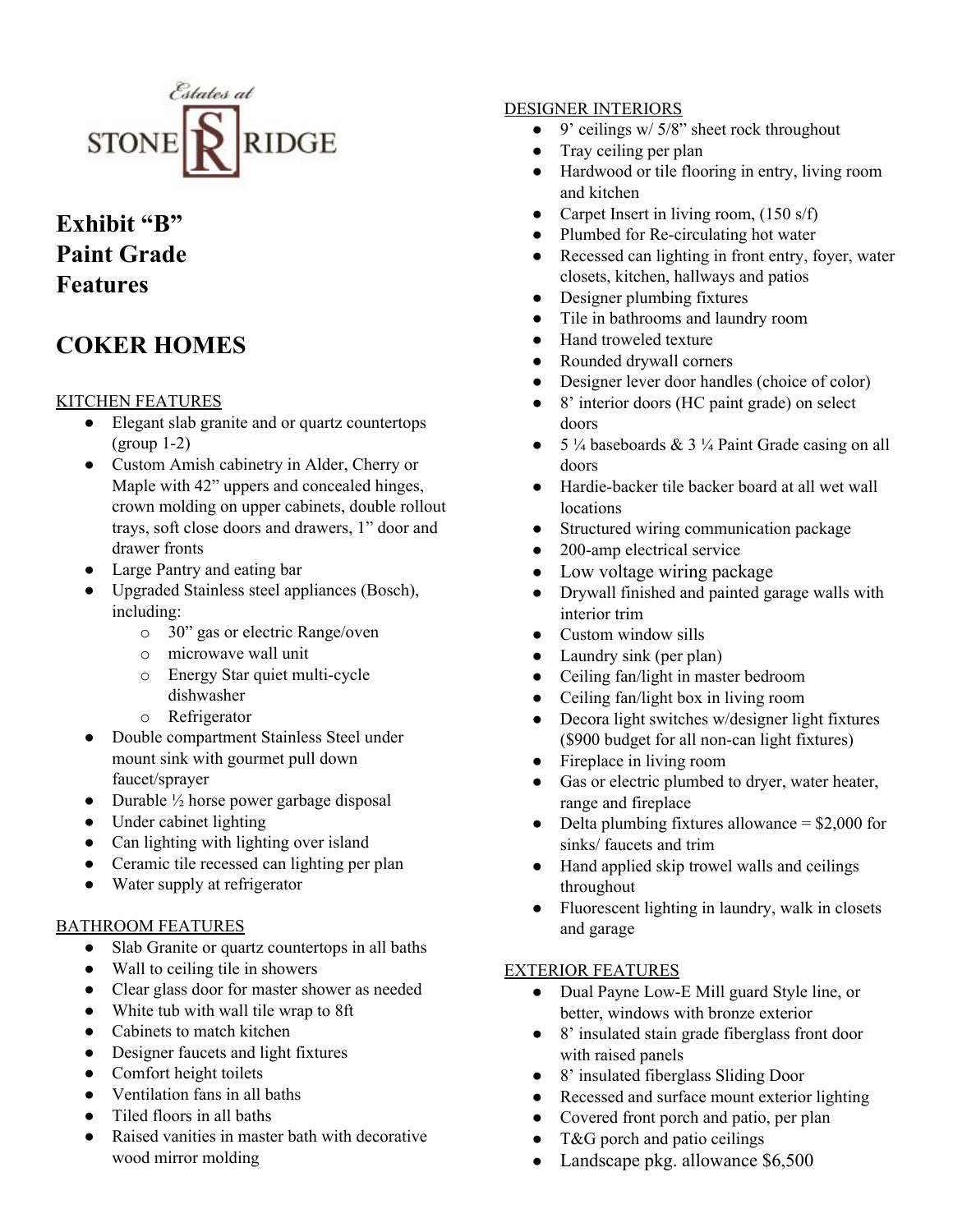Estates at STONE RIDGE

# Exhibit "B" Paint Grade Features

# COKER HOMES

## KITCHEN FEATURES

- Elegant slab granite and or quartz countertops (group 1-2)
- Custom Amish cabinetry in Alder, Cherry or Maple with 42" uppers and concealed hinges, crown molding on upper cabinets, double rollout trays, soft close doors and drawers, 1" door and drawer fronts
- Large Pantry and eating bar
- Upgraded Stainless steel appliances (Bosch), including:
  - 30" gas or electric Range/oven
  - microwave wall unit
  - Energy Star quiet multi-cycle dishwasher
  - Refrigerator
- Double compartment Stainless Steel under mount sink with gourmet pull down faucet/sprayer
- Durable ½ horse power garbage disposal
- Under cabinet lighting
- Can lighting with lighting over island
- Ceramic tile recessed can lighting per plan
- Water supply at refrigerator

## BATHROOM FEATURES

- Slab Granite or quartz countertops in all baths
- Wall to ceiling tile in showers
- Clear glass door for master shower as needed
- White tub with wall tile wrap to 8ft
- Cabinets to match kitchen
- Designer faucets and light fixtures
- Comfort height toilets
- Ventilation fans in all baths
- Tiled floors in all baths
- Raised vanities in master bath with decorative wood mirror molding

## DESIGNER INTERIORS

- 9' ceilings w/ 5/8" sheet rock throughout
- Tray ceiling per plan
- Hardwood or tile flooring in entry, living room and kitchen
- Carpet Insert in living room, (150 s/f)
- Plumbed for Re-circulating hot water
- Recessed can lighting in front entry, foyer, water closets, kitchen, hallways and patios
- Designer plumbing fixtures
- Tile in bathrooms and laundry room
- Hand troweled texture
- Rounded drywall corners
- Designer lever door handles (choice of color)
- 8' interior doors (HC paint grade) on select doors
- 5 ¼ baseboards & 3 ¼ Paint Grade casing on all doors
- Hardie-backer tile backer board at all wet wall locations
- Structured wiring communication package
- 200-amp electrical service
- Low voltage wiring package
- Drywall finished and painted garage walls with interior trim
- Custom window sills
- Laundry sink (per plan)
- Ceiling fan/light in master bedroom
- Ceiling fan/light box in living room
- Decora light switches w/designer light fixtures ($900 budget for all non-can light fixtures)
- Fireplace in living room
- Gas or electric plumbed to dryer, water heater, range and fireplace
- Delta plumbing fixtures allowance = $2,000 for sinks/ faucets and trim
- Hand applied skip trowel walls and ceilings throughout
- Fluorescent lighting in laundry, walk in closets and garage

## EXTERIOR FEATURES

- Dual Payne Low-E Mill guard Style line, or better, windows with bronze exterior
- 8' insulated stain grade fiberglass front door with raised panels
- 8' insulated fiberglass Sliding Door
- Recessed and surface mount exterior lighting
- Covered front porch and patio, per plan
- T&G porch and patio ceilings
- Landscape pkg. allowance $6,500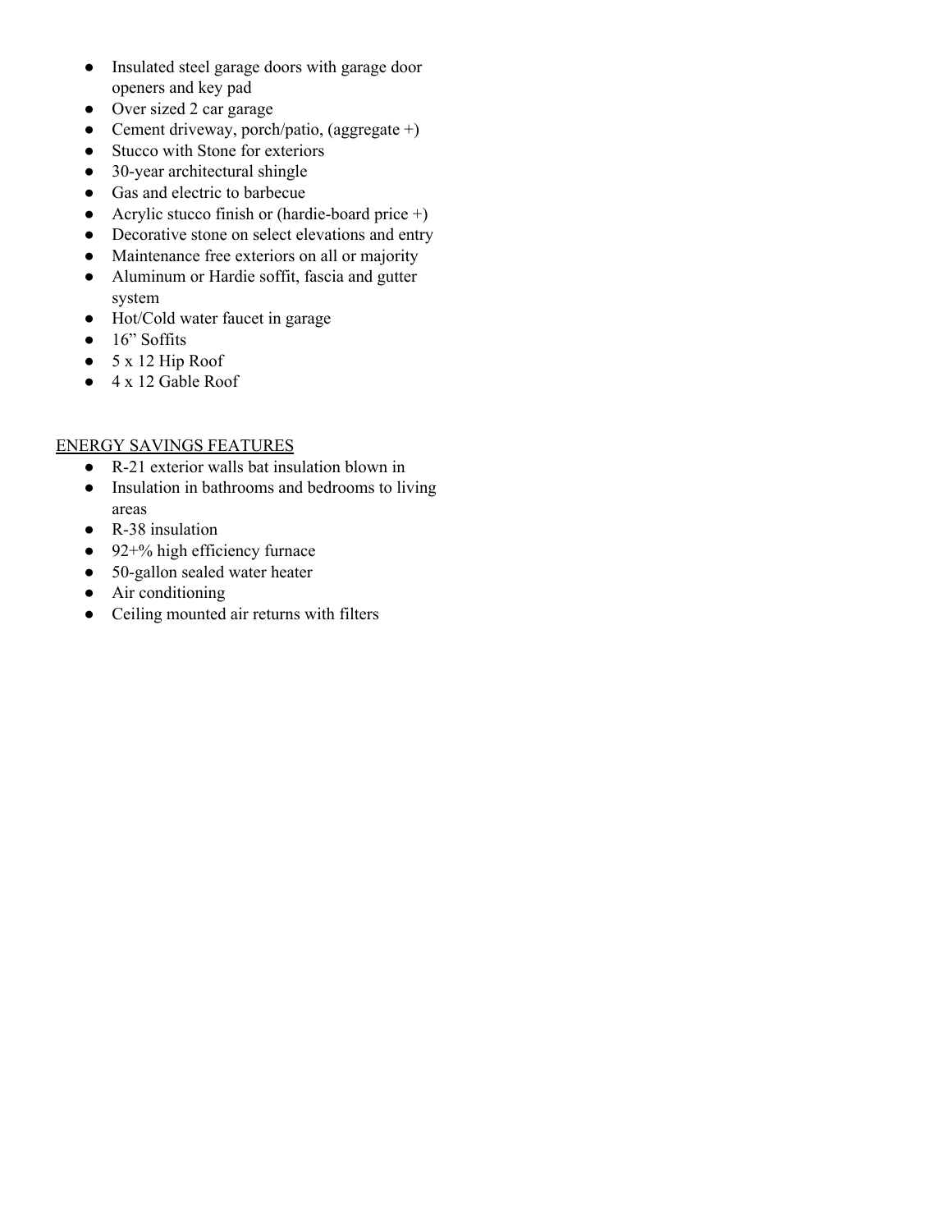- Insulated steel garage doors with garage door openers and key pad
- Over sized 2 car garage
- Cement driveway, porch/patio, (aggregate +)
- Stucco with Stone for exteriors
- 30-year architectural shingle
- Gas and electric to barbecue
- Acrylic stucco finish or (hardie-board price +)
- Decorative stone on select elevations and entry
- Maintenance free exteriors on all or majority
- Aluminum or Hardie soffit, fascia and gutter system
- Hot/Cold water faucet in garage
- 16" Soffits
- 5 x 12 Hip Roof
- 4 x 12 Gable Roof

<u>ENERGY SAVINGS FEATURES</u>

- R-21 exterior walls bat insulation blown in
- Insulation in bathrooms and bedrooms to living areas
- R-38 insulation
- 92+% high efficiency furnace
- 50-gallon sealed water heater
- Air conditioning
- Ceiling mounted air returns with filters